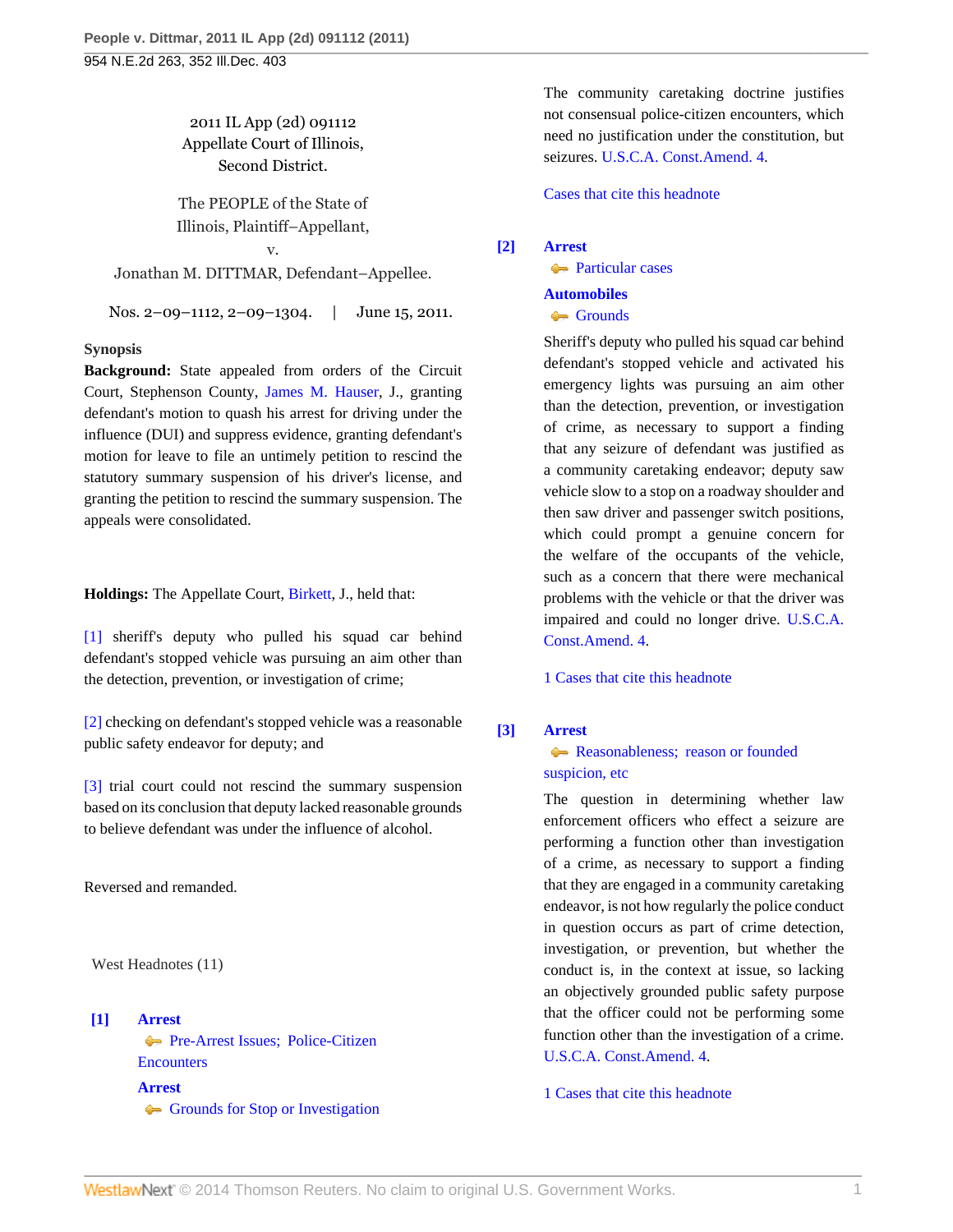2011 IL App (2d) 091112
Appellate Court of Illinois,
Second District.

The PEOPLE of the State of Illinois, Plaintiff–Appellant,
v.
Jonathan M. DITTMAR, Defendant–Appellee.

Nos. 2–09–1112, 2–09–1304. | June 15, 2011.

**Synopsis**

**Background:** State appealed from orders of the Circuit Court, Stephenson County, James M. Hauser, J., granting defendant's motion to quash his arrest for driving under the influence (DUI) and suppress evidence, granting defendant's motion for leave to file an untimely petition to rescind the statutory summary suspension of his driver's license, and granting the petition to rescind the summary suspension. The appeals were consolidated.

**Holdings:** The Appellate Court, Birkett, J., held that:

[1] sheriff's deputy who pulled his squad car behind defendant's stopped vehicle was pursuing an aim other than the detection, prevention, or investigation of crime;

[2] checking on defendant's stopped vehicle was a reasonable public safety endeavor for deputy; and

[3] trial court could not rescind the summary suspension based on its conclusion that deputy lacked reasonable grounds to believe defendant was under the influence of alcohol.

Reversed and remanded.

West Headnotes (11)

**[1]** **Arrest**
Pre-Arrest Issues; Police-Citizen Encounters
**Arrest**
Grounds for Stop or Investigation

The community caretaking doctrine justifies not consensual police-citizen encounters, which need no justification under the constitution, but seizures. U.S.C.A. Const.Amend. 4.

Cases that cite this headnote

**[2]** **Arrest**
Particular cases
**Automobiles**
Grounds

Sheriff's deputy who pulled his squad car behind defendant's stopped vehicle and activated his emergency lights was pursuing an aim other than the detection, prevention, or investigation of crime, as necessary to support a finding that any seizure of defendant was justified as a community caretaking endeavor; deputy saw vehicle slow to a stop on a roadway shoulder and then saw driver and passenger switch positions, which could prompt a genuine concern for the welfare of the occupants of the vehicle, such as a concern that there were mechanical problems with the vehicle or that the driver was impaired and could no longer drive. U.S.C.A. Const.Amend. 4.

1 Cases that cite this headnote

**[3]** **Arrest**
Reasonableness; reason or founded suspicion, etc

The question in determining whether law enforcement officers who effect a seizure are performing a function other than investigation of a crime, as necessary to support a finding that they are engaged in a community caretaking endeavor, is not how regularly the police conduct in question occurs as part of crime detection, investigation, or prevention, but whether the conduct is, in the context at issue, so lacking an objectively grounded public safety purpose that the officer could not be performing some function other than the investigation of a crime. U.S.C.A. Const.Amend. 4.

1 Cases that cite this headnote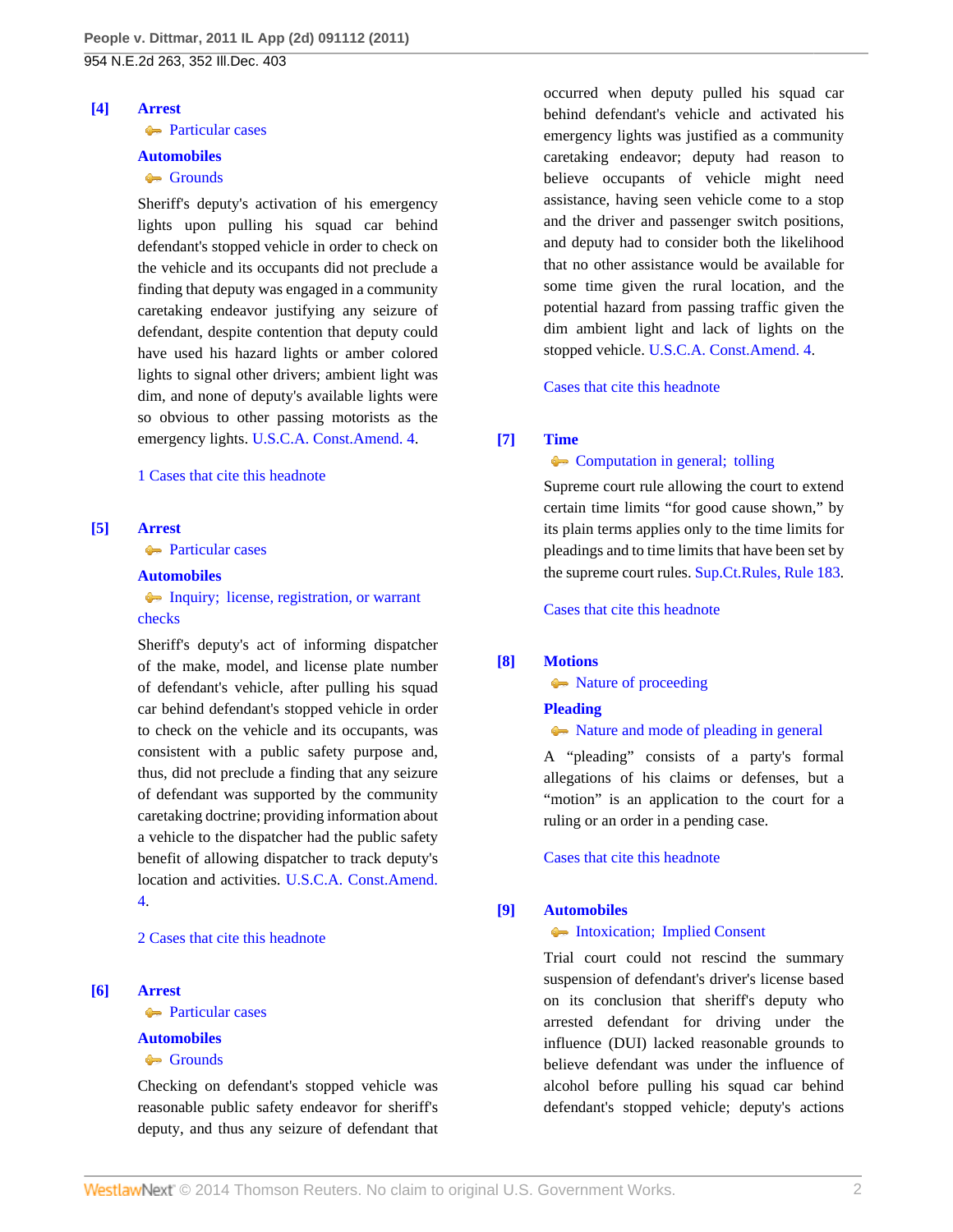**[4]** **Arrest**
Particular cases

**Automobiles**
Grounds

Sheriff's deputy's activation of his emergency lights upon pulling his squad car behind defendant's stopped vehicle in order to check on the vehicle and its occupants did not preclude a finding that deputy was engaged in a community caretaking endeavor justifying any seizure of defendant, despite contention that deputy could have used his hazard lights or amber colored lights to signal other drivers; ambient light was dim, and none of deputy's available lights were so obvious to other passing motorists as the emergency lights. U.S.C.A. Const.Amend. 4.

1 Cases that cite this headnote

**[5]** **Arrest**
Particular cases

**Automobiles**
Inquiry; license, registration, or warrant checks

Sheriff's deputy's act of informing dispatcher of the make, model, and license plate number of defendant's vehicle, after pulling his squad car behind defendant's stopped vehicle in order to check on the vehicle and its occupants, was consistent with a public safety purpose and, thus, did not preclude a finding that any seizure of defendant was supported by the community caretaking doctrine; providing information about a vehicle to the dispatcher had the public safety benefit of allowing dispatcher to track deputy's location and activities. U.S.C.A. Const.Amend. 4.

2 Cases that cite this headnote

**[6]** **Arrest**
Particular cases

**Automobiles**
Grounds

Checking on defendant's stopped vehicle was reasonable public safety endeavor for sheriff's deputy, and thus any seizure of defendant that occurred when deputy pulled his squad car behind defendant's vehicle and activated his emergency lights was justified as a community caretaking endeavor; deputy had reason to believe occupants of vehicle might need assistance, having seen vehicle come to a stop and the driver and passenger switch positions, and deputy had to consider both the likelihood that no other assistance would be available for some time given the rural location, and the potential hazard from passing traffic given the dim ambient light and lack of lights on the stopped vehicle. U.S.C.A. Const.Amend. 4.

Cases that cite this headnote

**[7]** **Time**
Computation in general; tolling

Supreme court rule allowing the court to extend certain time limits "for good cause shown," by its plain terms applies only to the time limits for pleadings and to time limits that have been set by the supreme court rules. Sup.Ct.Rules, Rule 183.

Cases that cite this headnote

**[8]** **Motions**
Nature of proceeding

**Pleading**
Nature and mode of pleading in general

A "pleading" consists of a party's formal allegations of his claims or defenses, but a "motion" is an application to the court for a ruling or an order in a pending case.

Cases that cite this headnote

**[9]** **Automobiles**
Intoxication; Implied Consent

Trial court could not rescind the summary suspension of defendant's driver's license based on its conclusion that sheriff's deputy who arrested defendant for driving under the influence (DUI) lacked reasonable grounds to believe defendant was under the influence of alcohol before pulling his squad car behind defendant's stopped vehicle; deputy's actions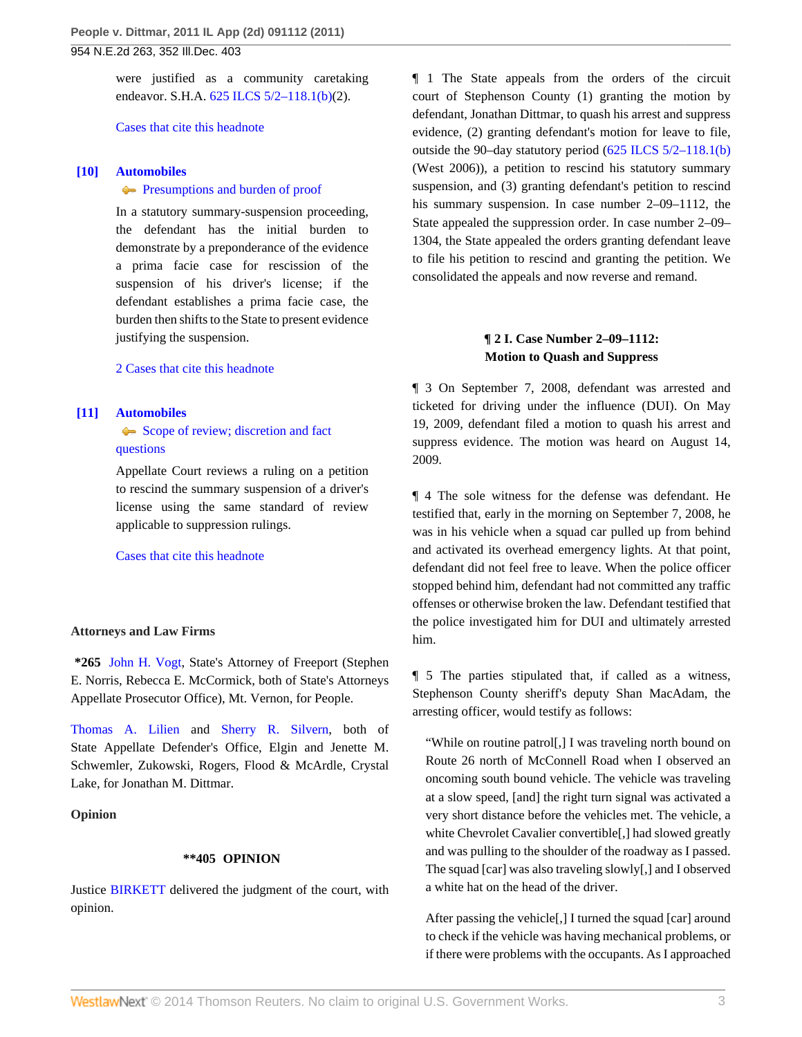were justified as a community caretaking endeavor. S.H.A. 625 ILCS 5/2–118.1(b)(2).

Cases that cite this headnote

**[10]** **Automobiles**
Presumptions and burden of proof

In a statutory summary-suspension proceeding, the defendant has the initial burden to demonstrate by a preponderance of the evidence a prima facie case for rescission of the suspension of his driver's license; if the defendant establishes a prima facie case, the burden then shifts to the State to present evidence justifying the suspension.

2 Cases that cite this headnote

**[11]** **Automobiles**
Scope of review; discretion and fact questions

Appellate Court reviews a ruling on a petition to rescind the summary suspension of a driver's license using the same standard of review applicable to suppression rulings.

Cases that cite this headnote

**Attorneys and Law Firms**

**\*265** John H. Vogt, State's Attorney of Freeport (Stephen E. Norris, Rebecca E. McCormick, both of State's Attorneys Appellate Prosecutor Office), Mt. Vernon, for People.

Thomas A. Lilien and Sherry R. Silvern, both of State Appellate Defender's Office, Elgin and Jenette M. Schwemler, Zukowski, Rogers, Flood & McArdle, Crystal Lake, for Jonathan M. Dittmar.

**Opinion**

**\*\*405 OPINION**

Justice BIRKETT delivered the judgment of the court, with opinion.

¶ 1 The State appeals from the orders of the circuit court of Stephenson County (1) granting the motion by defendant, Jonathan Dittmar, to quash his arrest and suppress evidence, (2) granting defendant's motion for leave to file, outside the 90–day statutory period (625 ILCS 5/2–118.1(b) (West 2006)), a petition to rescind his statutory summary suspension, and (3) granting defendant's petition to rescind his summary suspension. In case number 2–09–1112, the State appealed the suppression order. In case number 2–09–1304, the State appealed the orders granting defendant leave to file his petition to rescind and granting the petition. We consolidated the appeals and now reverse and remand.

**¶ 2 I. Case Number 2–09–1112: Motion to Quash and Suppress**

¶ 3 On September 7, 2008, defendant was arrested and ticketed for driving under the influence (DUI). On May 19, 2009, defendant filed a motion to quash his arrest and suppress evidence. The motion was heard on August 14, 2009.

¶ 4 The sole witness for the defense was defendant. He testified that, early in the morning on September 7, 2008, he was in his vehicle when a squad car pulled up from behind and activated its overhead emergency lights. At that point, defendant did not feel free to leave. When the police officer stopped behind him, defendant had not committed any traffic offenses or otherwise broken the law. Defendant testified that the police investigated him for DUI and ultimately arrested him.

¶ 5 The parties stipulated that, if called as a witness, Stephenson County sheriff's deputy Shan MacAdam, the arresting officer, would testify as follows:

> "While on routine patrol[,] I was traveling north bound on Route 26 north of McConnell Road when I observed an oncoming south bound vehicle. The vehicle was traveling at a slow speed, [and] the right turn signal was activated a very short distance before the vehicles met. The vehicle, a white Chevrolet Cavalier convertible[,] had slowed greatly and was pulling to the shoulder of the roadway as I passed. The squad [car] was also traveling slowly[,] and I observed a white hat on the head of the driver.
>
> After passing the vehicle[,] I turned the squad [car] around to check if the vehicle was having mechanical problems, or if there were problems with the occupants. As I approached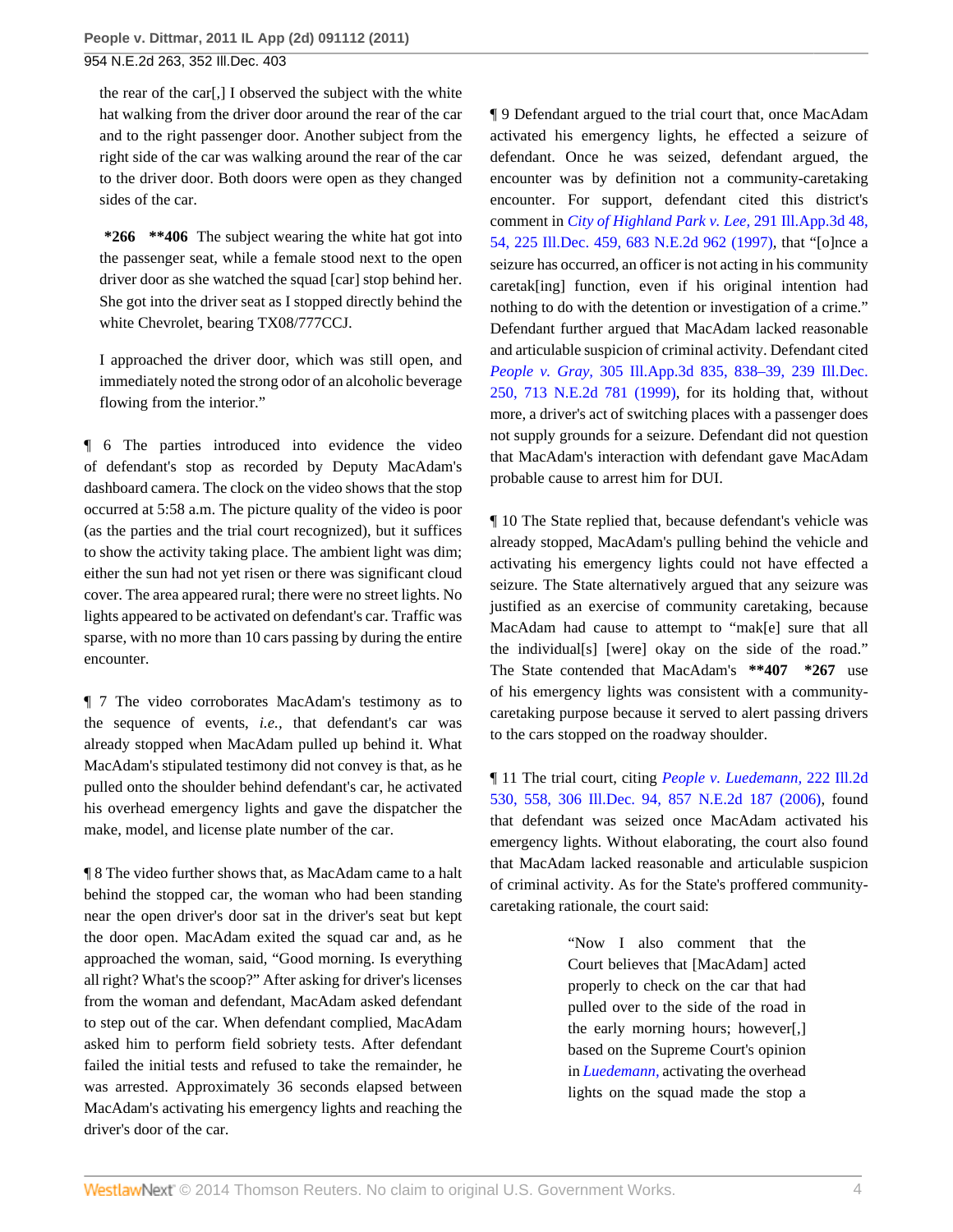the rear of the car[,] I observed the subject with the white hat walking from the driver door around the rear of the car and to the right passenger door. Another subject from the right side of the car was walking around the rear of the car to the driver door. Both doors were open as they changed sides of the car.

> **\*266 \*\*406** The subject wearing the white hat got into the passenger seat, while a female stood next to the open driver door as she watched the squad [car] stop behind her. She got into the driver seat as I stopped directly behind the white Chevrolet, bearing TX08/777CCJ.
>
> I approached the driver door, which was still open, and immediately noted the strong odor of an alcoholic beverage flowing from the interior."

¶ 6 The parties introduced into evidence the video of defendant's stop as recorded by Deputy MacAdam's dashboard camera. The clock on the video shows that the stop occurred at 5:58 a.m. The picture quality of the video is poor (as the parties and the trial court recognized), but it suffices to show the activity taking place. The ambient light was dim; either the sun had not yet risen or there was significant cloud cover. The area appeared rural; there were no street lights. No lights appeared to be activated on defendant's car. Traffic was sparse, with no more than 10 cars passing by during the entire encounter.

¶ 7 The video corroborates MacAdam's testimony as to the sequence of events, *i.e.,* that defendant's car was already stopped when MacAdam pulled up behind it. What MacAdam's stipulated testimony did not convey is that, as he pulled onto the shoulder behind defendant's car, he activated his overhead emergency lights and gave the dispatcher the make, model, and license plate number of the car.

¶ 8 The video further shows that, as MacAdam came to a halt behind the stopped car, the woman who had been standing near the open driver's door sat in the driver's seat but kept the door open. MacAdam exited the squad car and, as he approached the woman, said, "Good morning. Is everything all right? What's the scoop?" After asking for driver's licenses from the woman and defendant, MacAdam asked defendant to step out of the car. When defendant complied, MacAdam asked him to perform field sobriety tests. After defendant failed the initial tests and refused to take the remainder, he was arrested. Approximately 36 seconds elapsed between MacAdam's activating his emergency lights and reaching the driver's door of the car.

¶ 9 Defendant argued to the trial court that, once MacAdam activated his emergency lights, he effected a seizure of defendant. Once he was seized, defendant argued, the encounter was by definition not a community-caretaking encounter. For support, defendant cited this district's comment in *City of Highland Park v. Lee,* 291 Ill.App.3d 48, 54, 225 Ill.Dec. 459, 683 N.E.2d 962 (1997), that "[o]nce a seizure has occurred, an officer is not acting in his community caretak[ing] function, even if his original intention had nothing to do with the detention or investigation of a crime." Defendant further argued that MacAdam lacked reasonable and articulable suspicion of criminal activity. Defendant cited *People v. Gray,* 305 Ill.App.3d 835, 838–39, 239 Ill.Dec. 250, 713 N.E.2d 781 (1999), for its holding that, without more, a driver's act of switching places with a passenger does not supply grounds for a seizure. Defendant did not question that MacAdam's interaction with defendant gave MacAdam probable cause to arrest him for DUI.

¶ 10 The State replied that, because defendant's vehicle was already stopped, MacAdam's pulling behind the vehicle and activating his emergency lights could not have effected a seizure. The State alternatively argued that any seizure was justified as an exercise of community caretaking, because MacAdam had cause to attempt to "mak[e] sure that all the individual[s] [were] okay on the side of the road." The State contended that MacAdam's **\*\*407 \*267** use of his emergency lights was consistent with a community-caretaking purpose because it served to alert passing drivers to the cars stopped on the roadway shoulder.

¶ 11 The trial court, citing *People v. Luedemann,* 222 Ill.2d 530, 558, 306 Ill.Dec. 94, 857 N.E.2d 187 (2006), found that defendant was seized once MacAdam activated his emergency lights. Without elaborating, the court also found that MacAdam lacked reasonable and articulable suspicion of criminal activity. As for the State's proffered community-caretaking rationale, the court said:

> "Now I also comment that the Court believes that [MacAdam] acted properly to check on the car that had pulled over to the side of the road in the early morning hours; however[,] based on the Supreme Court's opinion in *Luedemann,* activating the overhead lights on the squad made the stop a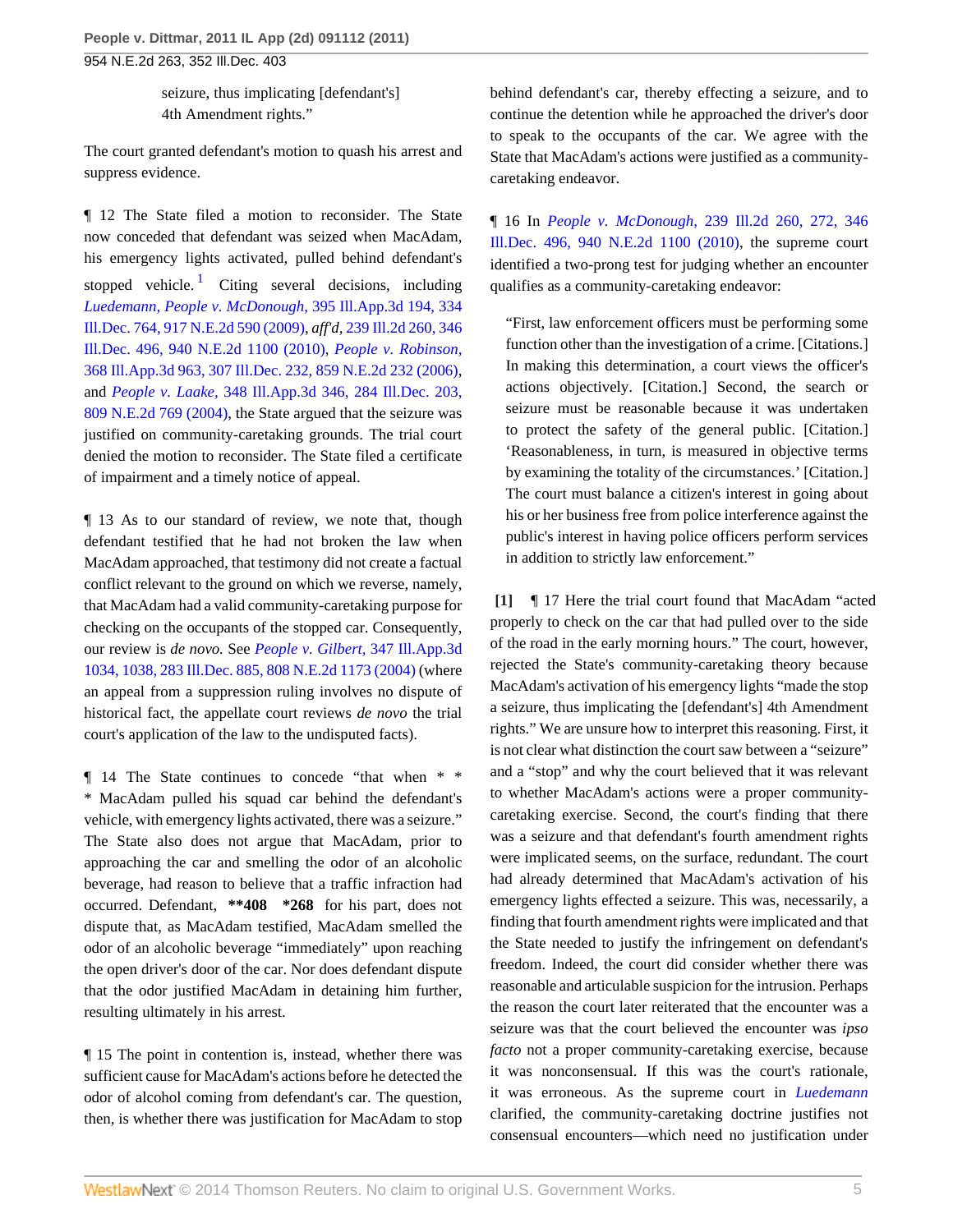> seizure, thus implicating [defendant's] 4th Amendment rights."

The court granted defendant's motion to quash his arrest and suppress evidence.

¶ 12 The State filed a motion to reconsider. The State now conceded that defendant was seized when MacAdam, his emergency lights activated, pulled behind defendant's stopped vehicle.[1] Citing several decisions, including *Luedemann, People v. McDonough,* 395 Ill.App.3d 194, 334 Ill.Dec. 764, 917 N.E.2d 590 (2009), *aff'd,* 239 Ill.2d 260, 346 Ill.Dec. 496, 940 N.E.2d 1100 (2010), *People v. Robinson,* 368 Ill.App.3d 963, 307 Ill.Dec. 232, 859 N.E.2d 232 (2006), and *People v. Laake,* 348 Ill.App.3d 346, 284 Ill.Dec. 203, 809 N.E.2d 769 (2004), the State argued that the seizure was justified on community-caretaking grounds. The trial court denied the motion to reconsider. The State filed a certificate of impairment and a timely notice of appeal.

¶ 13 As to our standard of review, we note that, though defendant testified that he had not broken the law when MacAdam approached, that testimony did not create a factual conflict relevant to the ground on which we reverse, namely, that MacAdam had a valid community-caretaking purpose for checking on the occupants of the stopped car. Consequently, our review is *de novo.* See *People v. Gilbert,* 347 Ill.App.3d 1034, 1038, 283 Ill.Dec. 885, 808 N.E.2d 1173 (2004) (where an appeal from a suppression ruling involves no dispute of historical fact, the appellate court reviews *de novo* the trial court's application of the law to the undisputed facts).

¶ 14 The State continues to concede "that when * * * MacAdam pulled his squad car behind the defendant's vehicle, with emergency lights activated, there was a seizure." The State also does not argue that MacAdam, prior to approaching the car and smelling the odor of an alcoholic beverage, had reason to believe that a traffic infraction had occurred. Defendant, **408 *268 for his part, does not dispute that, as MacAdam testified, MacAdam smelled the odor of an alcoholic beverage "immediately" upon reaching the open driver's door of the car. Nor does defendant dispute that the odor justified MacAdam in detaining him further, resulting ultimately in his arrest.

¶ 15 The point in contention is, instead, whether there was sufficient cause for MacAdam's actions before he detected the odor of alcohol coming from defendant's car. The question, then, is whether there was justification for MacAdam to stop behind defendant's car, thereby effecting a seizure, and to continue the detention while he approached the driver's door to speak to the occupants of the car. We agree with the State that MacAdam's actions were justified as a community-caretaking endeavor.

¶ 16 In *People v. McDonough,* 239 Ill.2d 260, 272, 346 Ill.Dec. 496, 940 N.E.2d 1100 (2010), the supreme court identified a two-prong test for judging whether an encounter qualifies as a community-caretaking endeavor:

> "First, law enforcement officers must be performing some function other than the investigation of a crime. [Citations.] In making this determination, a court views the officer's actions objectively. [Citation.] Second, the search or seizure must be reasonable because it was undertaken to protect the safety of the general public. [Citation.] 'Reasonableness, in turn, is measured in objective terms by examining the totality of the circumstances.' [Citation.] The court must balance a citizen's interest in going about his or her business free from police interference against the public's interest in having police officers perform services in addition to strictly law enforcement."

**[1]** ¶ 17 Here the trial court found that MacAdam "acted properly to check on the car that had pulled over to the side of the road in the early morning hours." The court, however, rejected the State's community-caretaking theory because MacAdam's activation of his emergency lights "made the stop a seizure, thus implicating the [defendant's] 4th Amendment rights." We are unsure how to interpret this reasoning. First, it is not clear what distinction the court saw between a "seizure" and a "stop" and why the court believed that it was relevant to whether MacAdam's actions were a proper community-caretaking exercise. Second, the court's finding that there was a seizure and that defendant's fourth amendment rights were implicated seems, on the surface, redundant. The court had already determined that MacAdam's activation of his emergency lights effected a seizure. This was, necessarily, a finding that fourth amendment rights were implicated and that the State needed to justify the infringement on defendant's freedom. Indeed, the court did consider whether there was reasonable and articulable suspicion for the intrusion. Perhaps the reason the court later reiterated that the encounter was a seizure was that the court believed the encounter was *ipso facto* not a proper community-caretaking exercise, because it was nonconsensual. If this was the court's rationale, it was erroneous. As the supreme court in *Luedemann* clarified, the community-caretaking doctrine justifies not consensual encounters—which need no justification under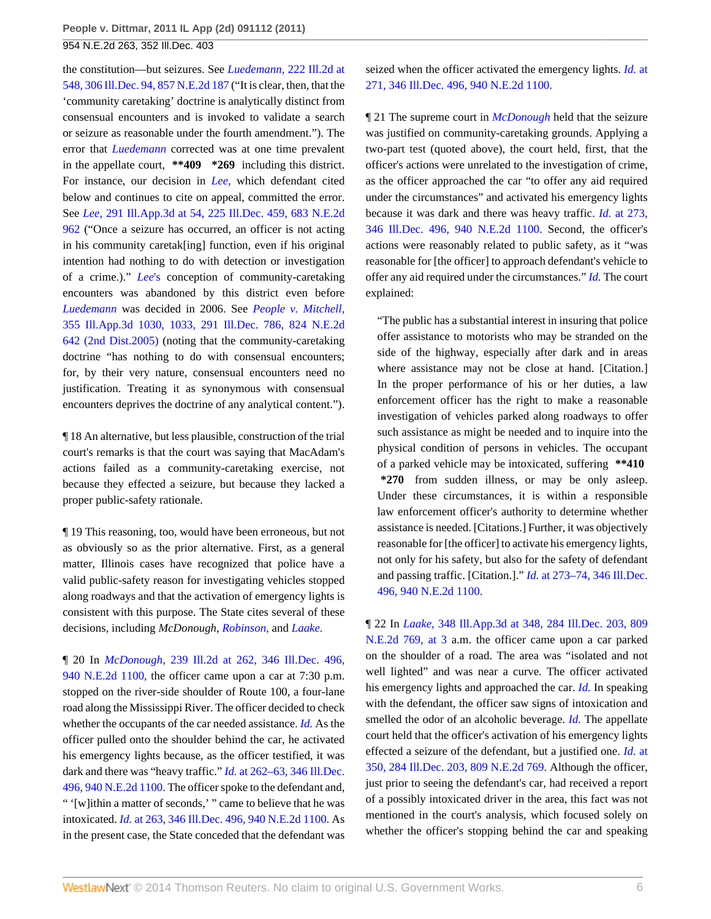the constitution—but seizures. See *Luedemann,* 222 Ill.2d at 548, 306 Ill.Dec. 94, 857 N.E.2d 187 ("It is clear, then, that the 'community caretaking' doctrine is analytically distinct from consensual encounters and is invoked to validate a search or seizure as reasonable under the fourth amendment."). The error that *Luedemann* corrected was at one time prevalent in the appellate court, **\*\*409 \*269** including this district. For instance, our decision in *Lee,* which defendant cited below and continues to cite on appeal, committed the error. See *Lee,* 291 Ill.App.3d at 54, 225 Ill.Dec. 459, 683 N.E.2d 962 ("Once a seizure has occurred, an officer is not acting in his community caretak[ing] function, even if his original intention had nothing to do with detection or investigation of a crime.)." *Lee*'s conception of community-caretaking encounters was abandoned by this district even before *Luedemann* was decided in 2006. See *People v. Mitchell,* 355 Ill.App.3d 1030, 1033, 291 Ill.Dec. 786, 824 N.E.2d 642 (2nd Dist.2005) (noting that the community-caretaking doctrine "has nothing to do with consensual encounters; for, by their very nature, consensual encounters need no justification. Treating it as synonymous with consensual encounters deprives the doctrine of any analytical content.").

¶ 18 An alternative, but less plausible, construction of the trial court's remarks is that the court was saying that MacAdam's actions failed as a community-caretaking exercise, not because they effected a seizure, but because they lacked a proper public-safety rationale.

¶ 19 This reasoning, too, would have been erroneous, but not as obviously so as the prior alternative. First, as a general matter, Illinois cases have recognized that police have a valid public-safety reason for investigating vehicles stopped along roadways and that the activation of emergency lights is consistent with this purpose. The State cites several of these decisions, including *McDonough*, *Robinson,* and *Laake.*

¶ 20 In *McDonough,* 239 Ill.2d at 262, 346 Ill.Dec. 496, 940 N.E.2d 1100, the officer came upon a car at 7:30 p.m. stopped on the river-side shoulder of Route 100, a four-lane road along the Mississippi River. The officer decided to check whether the occupants of the car needed assistance. *Id.* As the officer pulled onto the shoulder behind the car, he activated his emergency lights because, as the officer testified, it was dark and there was "heavy traffic." *Id.* at 262–63, 346 Ill.Dec. 496, 940 N.E.2d 1100. The officer spoke to the defendant and, " '[w]ithin a matter of seconds,' " came to believe that he was intoxicated. *Id.* at 263, 346 Ill.Dec. 496, 940 N.E.2d 1100. As in the present case, the State conceded that the defendant was seized when the officer activated the emergency lights. *Id.* at 271, 346 Ill.Dec. 496, 940 N.E.2d 1100.

¶ 21 The supreme court in *McDonough* held that the seizure was justified on community-caretaking grounds. Applying a two-part test (quoted above), the court held, first, that the officer's actions were unrelated to the investigation of crime, as the officer approached the car "to offer any aid required under the circumstances" and activated his emergency lights because it was dark and there was heavy traffic. *Id.* at 273, 346 Ill.Dec. 496, 940 N.E.2d 1100. Second, the officer's actions were reasonably related to public safety, as it "was reasonable for [the officer] to approach defendant's vehicle to offer any aid required under the circumstances." *Id.* The court explained:

> "The public has a substantial interest in insuring that police offer assistance to motorists who may be stranded on the side of the highway, especially after dark and in areas where assistance may not be close at hand. [Citation.] In the proper performance of his or her duties, a law enforcement officer has the right to make a reasonable investigation of vehicles parked along roadways to offer such assistance as might be needed and to inquire into the physical condition of persons in vehicles. The occupant of a parked vehicle may be intoxicated, suffering **\*\*410 \*270** from sudden illness, or may be only asleep. Under these circumstances, it is within a responsible law enforcement officer's authority to determine whether assistance is needed. [Citations.] Further, it was objectively reasonable for [the officer] to activate his emergency lights, not only for his safety, but also for the safety of defendant and passing traffic. [Citation.]." *Id.* at 273–74, 346 Ill.Dec. 496, 940 N.E.2d 1100.

¶ 22 In *Laake,* 348 Ill.App.3d at 348, 284 Ill.Dec. 203, 809 N.E.2d 769, at 3 a.m. the officer came upon a car parked on the shoulder of a road. The area was "isolated and not well lighted" and was near a curve. The officer activated his emergency lights and approached the car. *Id.* In speaking with the defendant, the officer saw signs of intoxication and smelled the odor of an alcoholic beverage. *Id.* The appellate court held that the officer's activation of his emergency lights effected a seizure of the defendant, but a justified one. *Id.* at 350, 284 Ill.Dec. 203, 809 N.E.2d 769. Although the officer, just prior to seeing the defendant's car, had received a report of a possibly intoxicated driver in the area, this fact was not mentioned in the court's analysis, which focused solely on whether the officer's stopping behind the car and speaking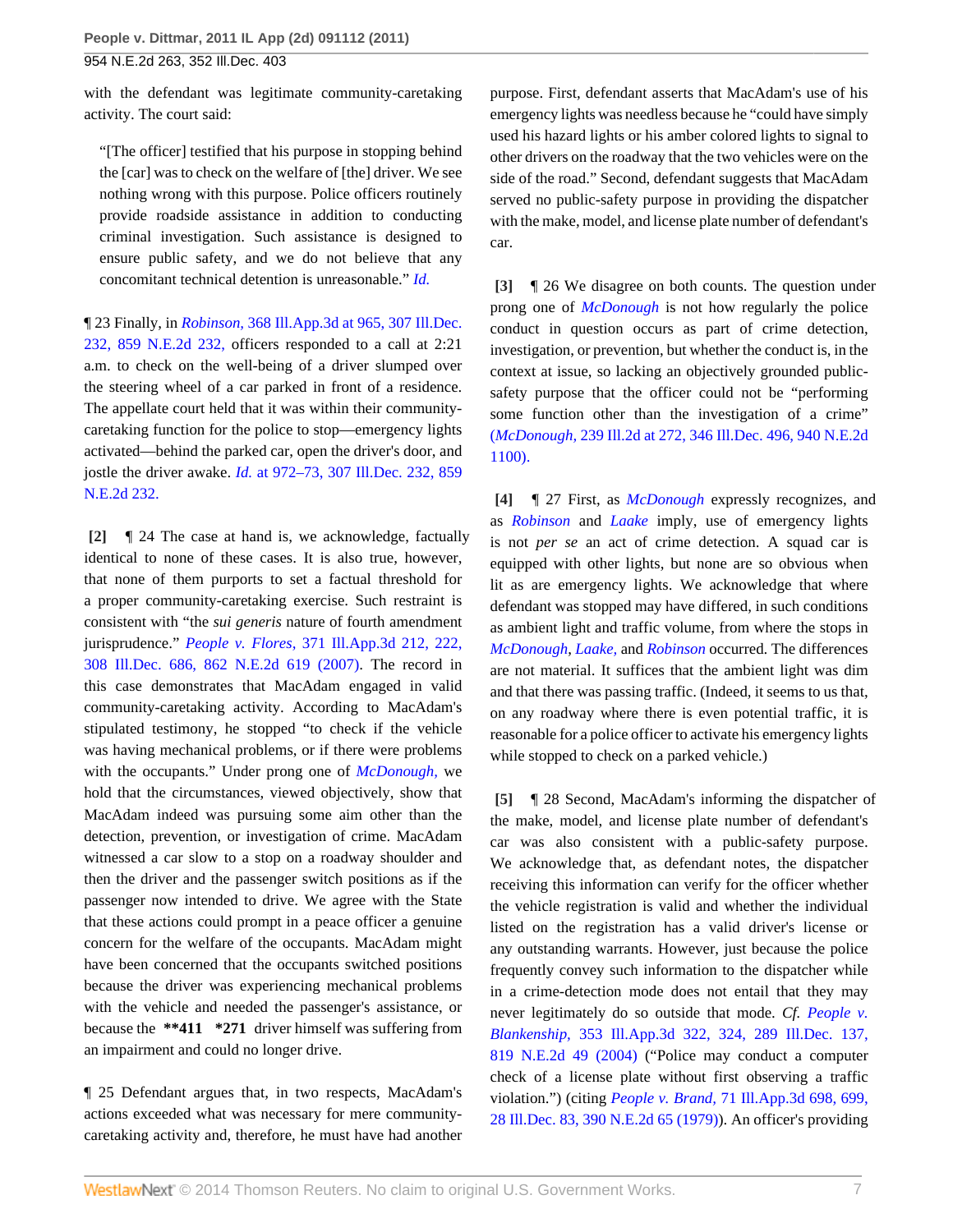with the defendant was legitimate community-caretaking activity. The court said:

> "[The officer] testified that his purpose in stopping behind the [car] was to check on the welfare of [the] driver. We see nothing wrong with this purpose. Police officers routinely provide roadside assistance in addition to conducting criminal investigation. Such assistance is designed to ensure public safety, and we do not believe that any concomitant technical detention is unreasonable." *Id.*

¶ 23 Finally, in *Robinson,* 368 Ill.App.3d at 965, 307 Ill.Dec. 232, 859 N.E.2d 232, officers responded to a call at 2:21 a.m. to check on the well-being of a driver slumped over the steering wheel of a car parked in front of a residence. The appellate court held that it was within their community-caretaking function for the police to stop—emergency lights activated—behind the parked car, open the driver's door, and jostle the driver awake. *Id.* at 972–73, 307 Ill.Dec. 232, 859 N.E.2d 232.

**[2]** ¶ 24 The case at hand is, we acknowledge, factually identical to none of these cases. It is also true, however, that none of them purports to set a factual threshold for a proper community-caretaking exercise. Such restraint is consistent with "the *sui generis* nature of fourth amendment jurisprudence." *People v. Flores,* 371 Ill.App.3d 212, 222, 308 Ill.Dec. 686, 862 N.E.2d 619 (2007). The record in this case demonstrates that MacAdam engaged in valid community-caretaking activity. According to MacAdam's stipulated testimony, he stopped "to check if the vehicle was having mechanical problems, or if there were problems with the occupants." Under prong one of *McDonough,* we hold that the circumstances, viewed objectively, show that MacAdam indeed was pursuing some aim other than the detection, prevention, or investigation of crime. MacAdam witnessed a car slow to a stop on a roadway shoulder and then the driver and the passenger switch positions as if the passenger now intended to drive. We agree with the State that these actions could prompt in a peace officer a genuine concern for the welfare of the occupants. MacAdam might have been concerned that the occupants switched positions because the driver was experiencing mechanical problems with the vehicle and needed the passenger's assistance, or because the **\*\*411 \*271** driver himself was suffering from an impairment and could no longer drive.

¶ 25 Defendant argues that, in two respects, MacAdam's actions exceeded what was necessary for mere community-caretaking activity and, therefore, he must have had another purpose. First, defendant asserts that MacAdam's use of his emergency lights was needless because he "could have simply used his hazard lights or his amber colored lights to signal to other drivers on the roadway that the two vehicles were on the side of the road." Second, defendant suggests that MacAdam served no public-safety purpose in providing the dispatcher with the make, model, and license plate number of defendant's car.

**[3]** ¶ 26 We disagree on both counts. The question under prong one of *McDonough* is not how regularly the police conduct in question occurs as part of crime detection, investigation, or prevention, but whether the conduct is, in the context at issue, so lacking an objectively grounded public-safety purpose that the officer could not be "performing some function other than the investigation of a crime" (*McDonough,* 239 Ill.2d at 272, 346 Ill.Dec. 496, 940 N.E.2d 1100).

**[4]** ¶ 27 First, as *McDonough* expressly recognizes, and as *Robinson* and *Laake* imply, use of emergency lights is not *per se* an act of crime detection. A squad car is equipped with other lights, but none are so obvious when lit as are emergency lights. We acknowledge that where defendant was stopped may have differed, in such conditions as ambient light and traffic volume, from where the stops in *McDonough, Laake,* and *Robinson* occurred. The differences are not material. It suffices that the ambient light was dim and that there was passing traffic. (Indeed, it seems to us that, on any roadway where there is even potential traffic, it is reasonable for a police officer to activate his emergency lights while stopped to check on a parked vehicle.)

**[5]** ¶ 28 Second, MacAdam's informing the dispatcher of the make, model, and license plate number of defendant's car was also consistent with a public-safety purpose. We acknowledge that, as defendant notes, the dispatcher receiving this information can verify for the officer whether the vehicle registration is valid and whether the individual listed on the registration has a valid driver's license or any outstanding warrants. However, just because the police frequently convey such information to the dispatcher while in a crime-detection mode does not entail that they may never legitimately do so outside that mode. *Cf. People v. Blankenship,* 353 Ill.App.3d 322, 324, 289 Ill.Dec. 137, 819 N.E.2d 49 (2004) ("Police may conduct a computer check of a license plate without first observing a traffic violation.") (citing *People v. Brand,* 71 Ill.App.3d 698, 699, 28 Ill.Dec. 83, 390 N.E.2d 65 (1979)). An officer's providing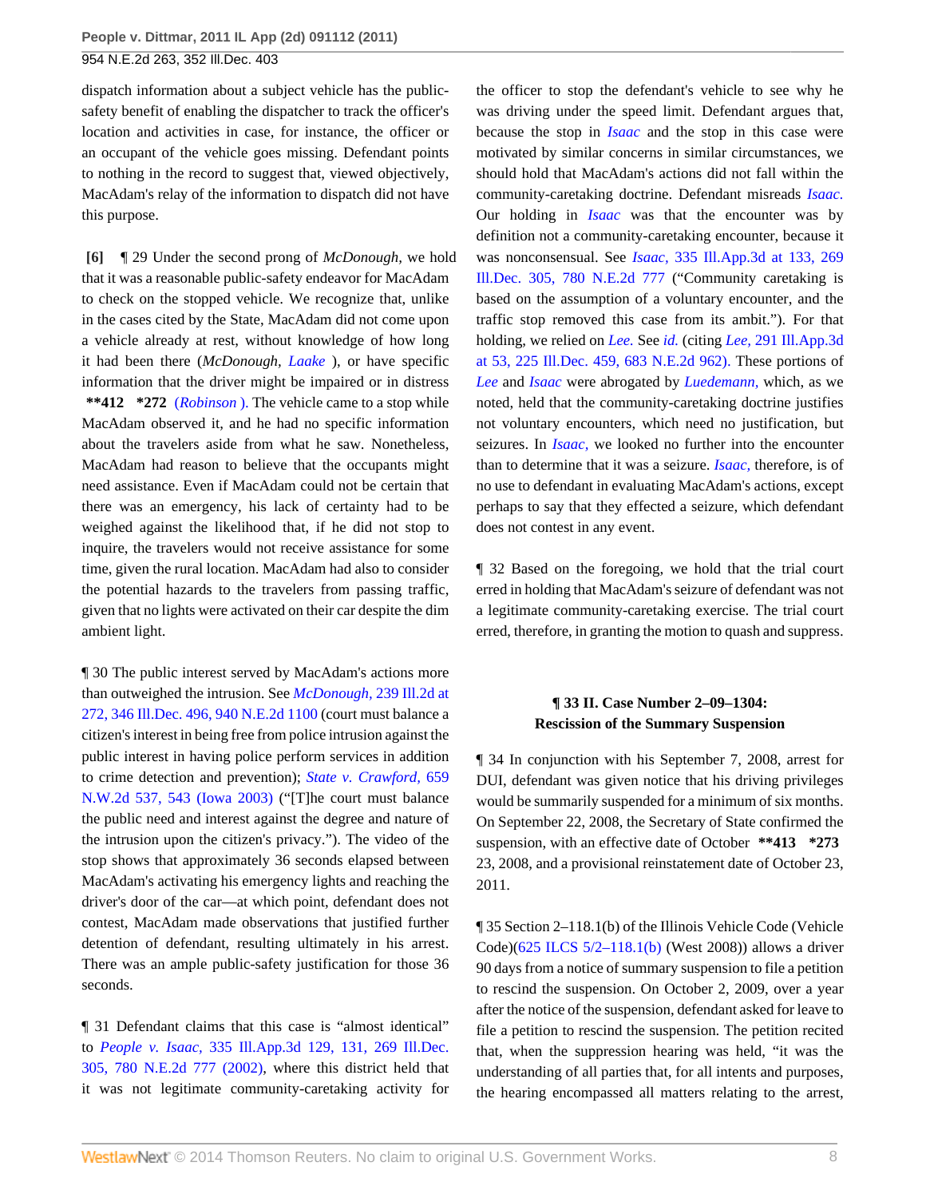dispatch information about a subject vehicle has the public-safety benefit of enabling the dispatcher to track the officer's location and activities in case, for instance, the officer or an occupant of the vehicle goes missing. Defendant points to nothing in the record to suggest that, viewed objectively, MacAdam's relay of the information to dispatch did not have this purpose.

**[6]** ¶ 29 Under the second prong of *McDonough,* we hold that it was a reasonable public-safety endeavor for MacAdam to check on the stopped vehicle. We recognize that, unlike in the cases cited by the State, MacAdam did not come upon a vehicle already at rest, without knowledge of how long it had been there (*McDonough, Laake* ), or have specific information that the driver might be impaired or in distress **\*\*412 \*272** (*Robinson* ). The vehicle came to a stop while MacAdam observed it, and he had no specific information about the travelers aside from what he saw. Nonetheless, MacAdam had reason to believe that the occupants might need assistance. Even if MacAdam could not be certain that there was an emergency, his lack of certainty had to be weighed against the likelihood that, if he did not stop to inquire, the travelers would not receive assistance for some time, given the rural location. MacAdam had also to consider the potential hazards to the travelers from passing traffic, given that no lights were activated on their car despite the dim ambient light.

¶ 30 The public interest served by MacAdam's actions more than outweighed the intrusion. See *McDonough,* 239 Ill.2d at 272, 346 Ill.Dec. 496, 940 N.E.2d 1100 (court must balance a citizen's interest in being free from police intrusion against the public interest in having police perform services in addition to crime detection and prevention); *State v. Crawford,* 659 N.W.2d 537, 543 (Iowa 2003) ("[T]he court must balance the public need and interest against the degree and nature of the intrusion upon the citizen's privacy."). The video of the stop shows that approximately 36 seconds elapsed between MacAdam's activating his emergency lights and reaching the driver's door of the car—at which point, defendant does not contest, MacAdam made observations that justified further detention of defendant, resulting ultimately in his arrest. There was an ample public-safety justification for those 36 seconds.

¶ 31 Defendant claims that this case is "almost identical" to *People v. Isaac,* 335 Ill.App.3d 129, 131, 269 Ill.Dec. 305, 780 N.E.2d 777 (2002), where this district held that it was not legitimate community-caretaking activity for the officer to stop the defendant's vehicle to see why he was driving under the speed limit. Defendant argues that, because the stop in *Isaac* and the stop in this case were motivated by similar concerns in similar circumstances, we should hold that MacAdam's actions did not fall within the community-caretaking doctrine. Defendant misreads *Isaac.* Our holding in *Isaac* was that the encounter was by definition not a community-caretaking encounter, because it was nonconsensual. See *Isaac,* 335 Ill.App.3d at 133, 269 Ill.Dec. 305, 780 N.E.2d 777 ("Community caretaking is based on the assumption of a voluntary encounter, and the traffic stop removed this case from its ambit."). For that holding, we relied on *Lee.* See *id.* (citing *Lee,* 291 Ill.App.3d at 53, 225 Ill.Dec. 459, 683 N.E.2d 962). These portions of *Lee* and *Isaac* were abrogated by *Luedemann,* which, as we noted, held that the community-caretaking doctrine justifies not voluntary encounters, which need no justification, but seizures. In *Isaac,* we looked no further into the encounter than to determine that it was a seizure. *Isaac,* therefore, is of no use to defendant in evaluating MacAdam's actions, except perhaps to say that they effected a seizure, which defendant does not contest in any event.

¶ 32 Based on the foregoing, we hold that the trial court erred in holding that MacAdam's seizure of defendant was not a legitimate community-caretaking exercise. The trial court erred, therefore, in granting the motion to quash and suppress.

### ¶ 33 II. Case Number 2–09–1304: Rescission of the Summary Suspension

¶ 34 In conjunction with his September 7, 2008, arrest for DUI, defendant was given notice that his driving privileges would be summarily suspended for a minimum of six months. On September 22, 2008, the Secretary of State confirmed the suspension, with an effective date of October **\*\*413 \*273** 23, 2008, and a provisional reinstatement date of October 23, 2011.

¶ 35 Section 2–118.1(b) of the Illinois Vehicle Code (Vehicle Code)(625 ILCS 5/2–118.1(b) (West 2008)) allows a driver 90 days from a notice of summary suspension to file a petition to rescind the suspension. On October 2, 2009, over a year after the notice of the suspension, defendant asked for leave to file a petition to rescind the suspension. The petition recited that, when the suppression hearing was held, "it was the understanding of all parties that, for all intents and purposes, the hearing encompassed all matters relating to the arrest,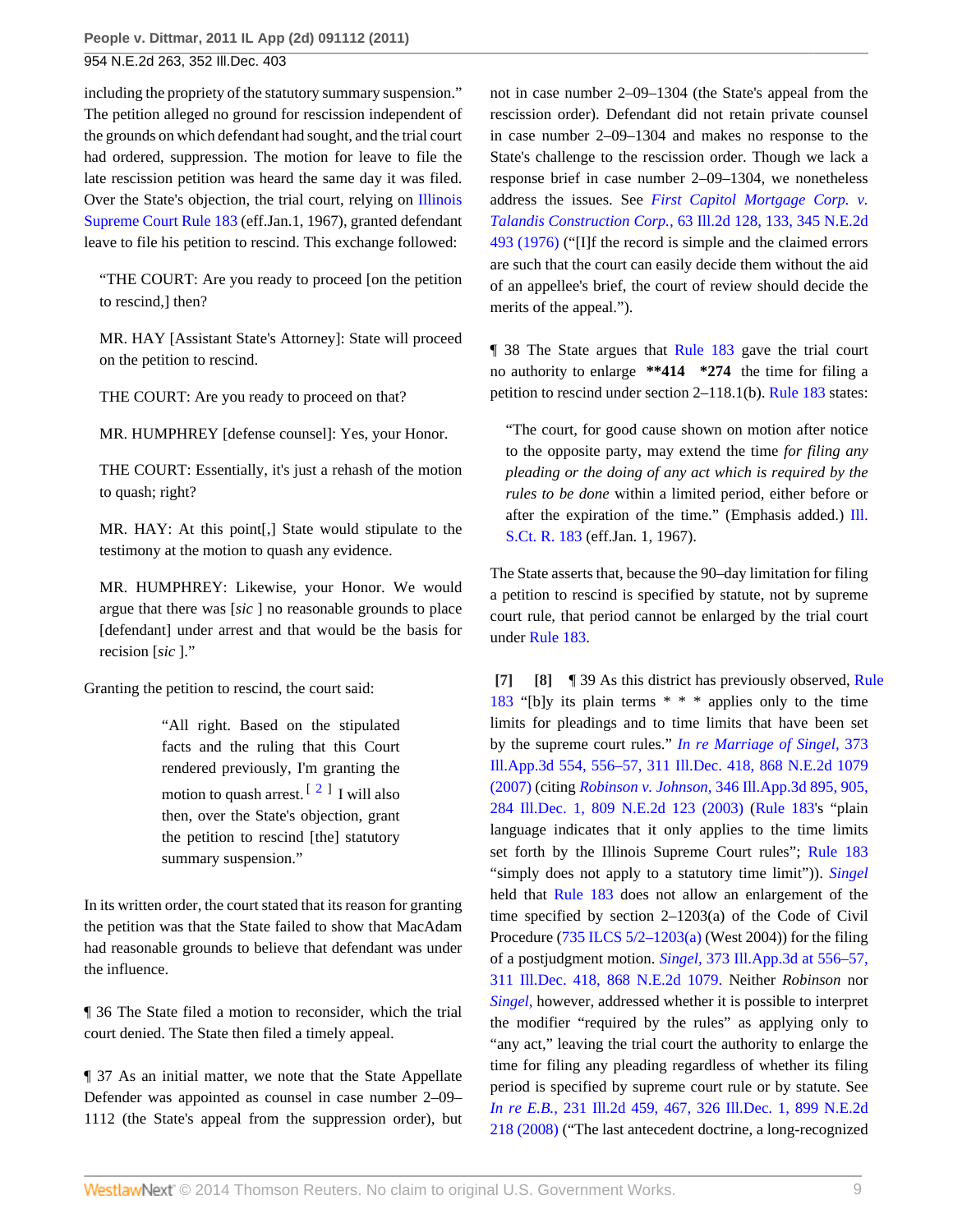including the propriety of the statutory summary suspension." The petition alleged no ground for rescission independent of the grounds on which defendant had sought, and the trial court had ordered, suppression. The motion for leave to file the late rescission petition was heard the same day it was filed. Over the State's objection, the trial court, relying on Illinois Supreme Court Rule 183 (eff.Jan.1, 1967), granted defendant leave to file his petition to rescind. This exchange followed:

> "THE COURT: Are you ready to proceed [on the petition to rescind,] then?
>
> MR. HAY [Assistant State's Attorney]: State will proceed on the petition to rescind.
>
> THE COURT: Are you ready to proceed on that?
>
> MR. HUMPHREY [defense counsel]: Yes, your Honor.
>
> THE COURT: Essentially, it's just a rehash of the motion to quash; right?
>
> MR. HAY: At this point[,] State would stipulate to the testimony at the motion to quash any evidence.
>
> MR. HUMPHREY: Likewise, your Honor. We would argue that there was [*sic* ] no reasonable grounds to place [defendant] under arrest and that would be the basis for recision [*sic* ]."

Granting the petition to rescind, the court said:

> "All right. Based on the stipulated facts and the ruling that this Court rendered previously, I'm granting the motion to quash arrest. [2] I will also then, over the State's objection, grant the petition to rescind [the] statutory summary suspension."

In its written order, the court stated that its reason for granting the petition was that the State failed to show that MacAdam had reasonable grounds to believe that defendant was under the influence.

¶ 36 The State filed a motion to reconsider, which the trial court denied. The State then filed a timely appeal.

¶ 37 As an initial matter, we note that the State Appellate Defender was appointed as counsel in case number 2–09–1112 (the State's appeal from the suppression order), but not in case number 2–09–1304 (the State's appeal from the rescission order). Defendant did not retain private counsel in case number 2–09–1304 and makes no response to the State's challenge to the rescission order. Though we lack a response brief in case number 2–09–1304, we nonetheless address the issues. See *First Capitol Mortgage Corp. v. Talandis Construction Corp.,* 63 Ill.2d 128, 133, 345 N.E.2d 493 (1976) ("[I]f the record is simple and the claimed errors are such that the court can easily decide them without the aid of an appellee's brief, the court of review should decide the merits of the appeal.").

¶ 38 The State argues that Rule 183 gave the trial court no authority to enlarge **\*\*414 \*274** the time for filing a petition to rescind under section 2–118.1(b). Rule 183 states:

> "The court, for good cause shown on motion after notice to the opposite party, may extend the time *for filing any pleading or the doing of any act which is required by the rules to be done* within a limited period, either before or after the expiration of the time." (Emphasis added.) Ill. S.Ct. R. 183 (eff.Jan. 1, 1967).

The State asserts that, because the 90–day limitation for filing a petition to rescind is specified by statute, not by supreme court rule, that period cannot be enlarged by the trial court under Rule 183.

**[7] [8]** ¶ 39 As this district has previously observed, Rule 183 "[b]y its plain terms * * * applies only to the time limits for pleadings and to time limits that have been set by the supreme court rules." *In re Marriage of Singel,* 373 Ill.App.3d 554, 556–57, 311 Ill.Dec. 418, 868 N.E.2d 1079 (2007) (citing *Robinson v. Johnson,* 346 Ill.App.3d 895, 905, 284 Ill.Dec. 1, 809 N.E.2d 123 (2003) (Rule 183's "plain language indicates that it only applies to the time limits set forth by the Illinois Supreme Court rules"; Rule 183 "simply does not apply to a statutory time limit")). *Singel* held that Rule 183 does not allow an enlargement of the time specified by section 2–1203(a) of the Code of Civil Procedure (735 ILCS 5/2–1203(a) (West 2004)) for the filing of a postjudgment motion. *Singel,* 373 Ill.App.3d at 556–57, 311 Ill.Dec. 418, 868 N.E.2d 1079. Neither *Robinson* nor *Singel,* however, addressed whether it is possible to interpret the modifier "required by the rules" as applying only to "any act," leaving the trial court the authority to enlarge the time for filing any pleading regardless of whether its filing period is specified by supreme court rule or by statute. See *In re E.B.,* 231 Ill.2d 459, 467, 326 Ill.Dec. 1, 899 N.E.2d 218 (2008) ("The last antecedent doctrine, a long-recognized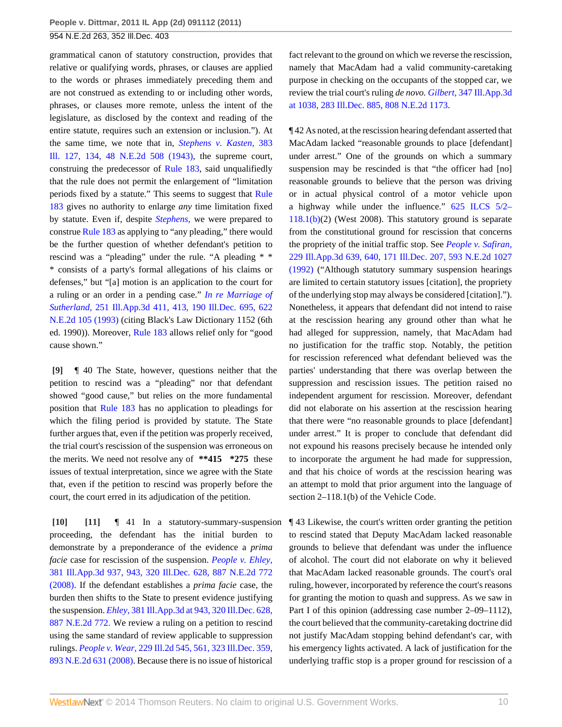grammatical canon of statutory construction, provides that relative or qualifying words, phrases, or clauses are applied to the words or phrases immediately preceding them and are not construed as extending to or including other words, phrases, or clauses more remote, unless the intent of the legislature, as disclosed by the context and reading of the entire statute, requires such an extension or inclusion."). At the same time, we note that in, *Stephens v. Kasten,* 383 Ill. 127, 134, 48 N.E.2d 508 (1943), the supreme court, construing the predecessor of Rule 183, said unqualifiedly that the rule does not permit the enlargement of "limitation periods fixed by a statute." This seems to suggest that Rule 183 gives no authority to enlarge *any* time limitation fixed by statute. Even if, despite *Stephens,* we were prepared to construe Rule 183 as applying to "any pleading," there would be the further question of whether defendant's petition to rescind was a "pleading" under the rule. "A pleading * * * consists of a party's formal allegations of his claims or defenses," but "[a] motion is an application to the court for a ruling or an order in a pending case." *In re Marriage of Sutherland,* 251 Ill.App.3d 411, 413, 190 Ill.Dec. 695, 622 N.E.2d 105 (1993) (citing Black's Law Dictionary 1152 (6th ed. 1990)). Moreover, Rule 183 allows relief only for "good cause shown."

**[9]** ¶ 40 The State, however, questions neither that the petition to rescind was a "pleading" nor that defendant showed "good cause," but relies on the more fundamental position that Rule 183 has no application to pleadings for which the filing period is provided by statute. The State further argues that, even if the petition was properly received, the trial court's rescission of the suspension was erroneous on the merits. We need not resolve any of **\*\*415 \*275** these issues of textual interpretation, since we agree with the State that, even if the petition to rescind was properly before the court, the court erred in its adjudication of the petition.

**[10] [11]** ¶ 41 In a statutory-summary-suspension proceeding, the defendant has the initial burden to demonstrate by a preponderance of the evidence a *prima facie* case for rescission of the suspension. *People v. Ehley,* 381 Ill.App.3d 937, 943, 320 Ill.Dec. 628, 887 N.E.2d 772 (2008). If the defendant establishes a *prima facie* case, the burden then shifts to the State to present evidence justifying the suspension. *Ehley,* 381 Ill.App.3d at 943, 320 Ill.Dec. 628, 887 N.E.2d 772. We review a ruling on a petition to rescind using the same standard of review applicable to suppression rulings. *People v. Wear,* 229 Ill.2d 545, 561, 323 Ill.Dec. 359, 893 N.E.2d 631 (2008). Because there is no issue of historical fact relevant to the ground on which we reverse the rescission, namely that MacAdam had a valid community-caretaking purpose in checking on the occupants of the stopped car, we review the trial court's ruling *de novo. Gilbert,* 347 Ill.App.3d at 1038, 283 Ill.Dec. 885, 808 N.E.2d 1173.

¶ 42 As noted, at the rescission hearing defendant asserted that MacAdam lacked "reasonable grounds to place [defendant] under arrest." One of the grounds on which a summary suspension may be rescinded is that "the officer had [no] reasonable grounds to believe that the person was driving or in actual physical control of a motor vehicle upon a highway while under the influence." 625 ILCS 5/2–118.1(b)(2) (West 2008). This statutory ground is separate from the constitutional ground for rescission that concerns the propriety of the initial traffic stop. See *People v. Safiran,* 229 Ill.App.3d 639, 640, 171 Ill.Dec. 207, 593 N.E.2d 1027 (1992) ("Although statutory summary suspension hearings are limited to certain statutory issues [citation], the propriety of the underlying stop may always be considered [citation]."). Nonetheless, it appears that defendant did not intend to raise at the rescission hearing any ground other than what he had alleged for suppression, namely, that MacAdam had no justification for the traffic stop. Notably, the petition for rescission referenced what defendant believed was the parties' understanding that there was overlap between the suppression and rescission issues. The petition raised no independent argument for rescission. Moreover, defendant did not elaborate on his assertion at the rescission hearing that there were "no reasonable grounds to place [defendant] under arrest." It is proper to conclude that defendant did not expound his reasons precisely because he intended only to incorporate the argument he had made for suppression, and that his choice of words at the rescission hearing was an attempt to mold that prior argument into the language of section 2–118.1(b) of the Vehicle Code.

¶ 43 Likewise, the court's written order granting the petition to rescind stated that Deputy MacAdam lacked reasonable grounds to believe that defendant was under the influence of alcohol. The court did not elaborate on why it believed that MacAdam lacked reasonable grounds. The court's oral ruling, however, incorporated by reference the court's reasons for granting the motion to quash and suppress. As we saw in Part I of this opinion (addressing case number 2–09–1112), the court believed that the community-caretaking doctrine did not justify MacAdam stopping behind defendant's car, with his emergency lights activated. A lack of justification for the underlying traffic stop is a proper ground for rescission of a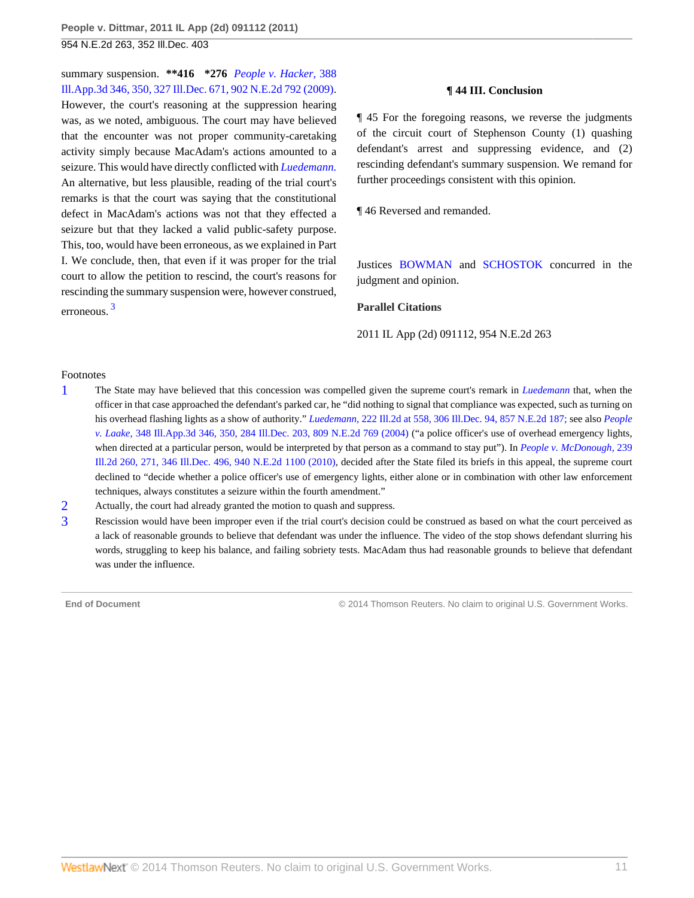summary suspension. **416 *276 *People v. Hacker,* 388 Ill.App.3d 346, 350, 327 Ill.Dec. 671, 902 N.E.2d 792 (2009). However, the court's reasoning at the suppression hearing was, as we noted, ambiguous. The court may have believed that the encounter was not proper community-caretaking activity simply because MacAdam's actions amounted to a seizure. This would have directly conflicted with *Luedemann.* An alternative, but less plausible, reading of the trial court's remarks is that the court was saying that the constitutional defect in MacAdam's actions was not that they effected a seizure but that they lacked a valid public-safety purpose. This, too, would have been erroneous, as we explained in Part I. We conclude, then, that even if it was proper for the trial court to allow the petition to rescind, the court's reasons for rescinding the summary suspension were, however construed, erroneous. [3]

## ¶ 44 III. Conclusion

¶ 45 For the foregoing reasons, we reverse the judgments of the circuit court of Stephenson County (1) quashing defendant's arrest and suppressing evidence, and (2) rescinding defendant's summary suspension. We remand for further proceedings consistent with this opinion.

¶ 46 Reversed and remanded.

Justices BOWMAN and SCHOSTOK concurred in the judgment and opinion.

**Parallel Citations**

2011 IL App (2d) 091112, 954 N.E.2d 263

Footnotes

1. The State may have believed that this concession was compelled given the supreme court's remark in *Luedemann* that, when the officer in that case approached the defendant's parked car, he "did nothing to signal that compliance was expected, such as turning on his overhead flashing lights as a show of authority." *Luedemann,* 222 Ill.2d at 558, 306 Ill.Dec. 94, 857 N.E.2d 187; see also *People v. Laake,* 348 Ill.App.3d 346, 350, 284 Ill.Dec. 203, 809 N.E.2d 769 (2004) ("a police officer's use of overhead emergency lights, when directed at a particular person, would be interpreted by that person as a command to stay put"). In *People v. McDonough,* 239 Ill.2d 260, 271, 346 Ill.Dec. 496, 940 N.E.2d 1100 (2010), decided after the State filed its briefs in this appeal, the supreme court declined to "decide whether a police officer's use of emergency lights, either alone or in combination with other law enforcement techniques, always constitutes a seizure within the fourth amendment."
2. Actually, the court had already granted the motion to quash and suppress.
3. Rescission would have been improper even if the trial court's decision could be construed as based on what the court perceived as a lack of reasonable grounds to believe that defendant was under the influence. The video of the stop shows defendant slurring his words, struggling to keep his balance, and failing sobriety tests. MacAdam thus had reasonable grounds to believe that defendant was under the influence.

End of Document © 2014 Thomson Reuters. No claim to original U.S. Government Works.